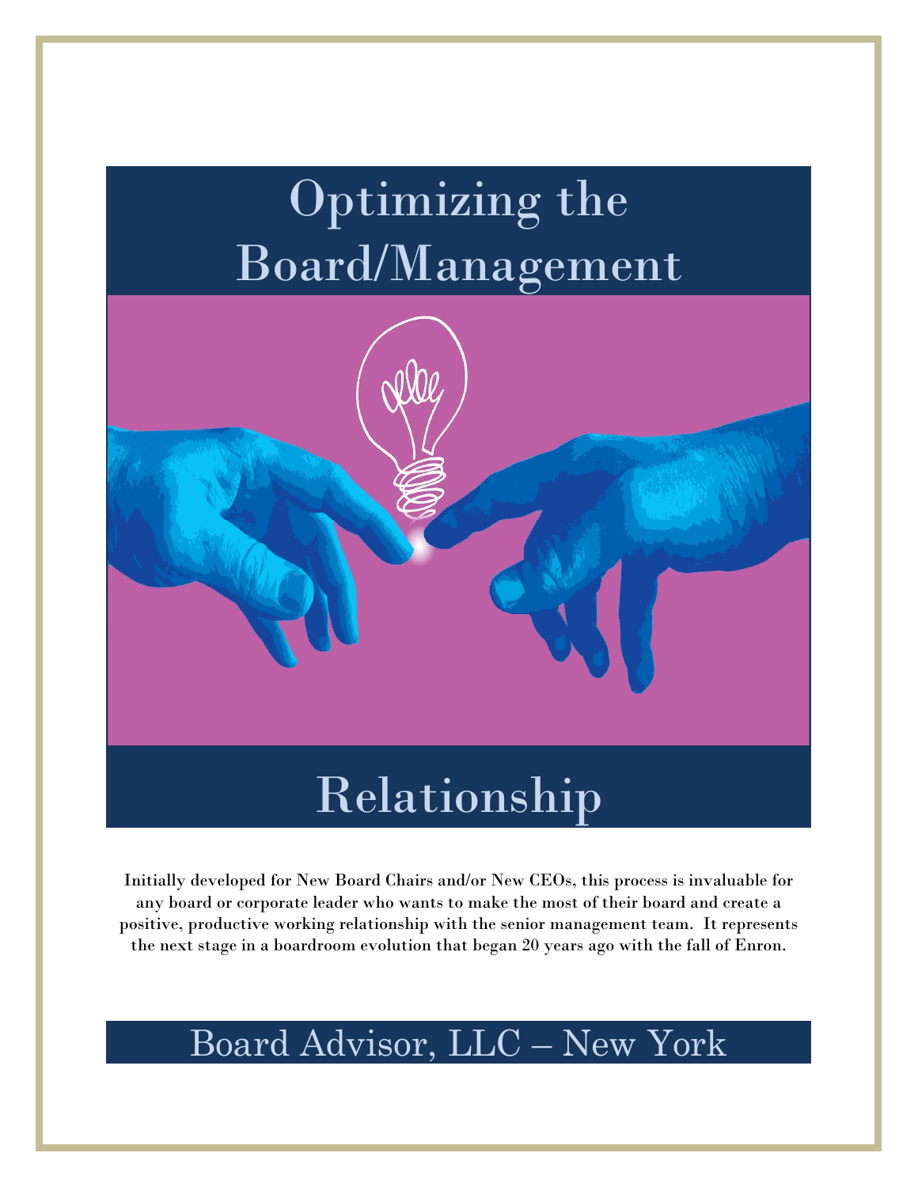# Optimizing the Board/Management Relationship

**Initially developed for New Board Chairs and/or New CEOs, this process is invaluable for any board or corporate leader who wants to make the most of their board and create a positive, productive working relationship with the senior management team. It represents the next stage in a boardroom evolution that began 20 years ago with the fall of Enron.**

## Board Advisor, LLC – New York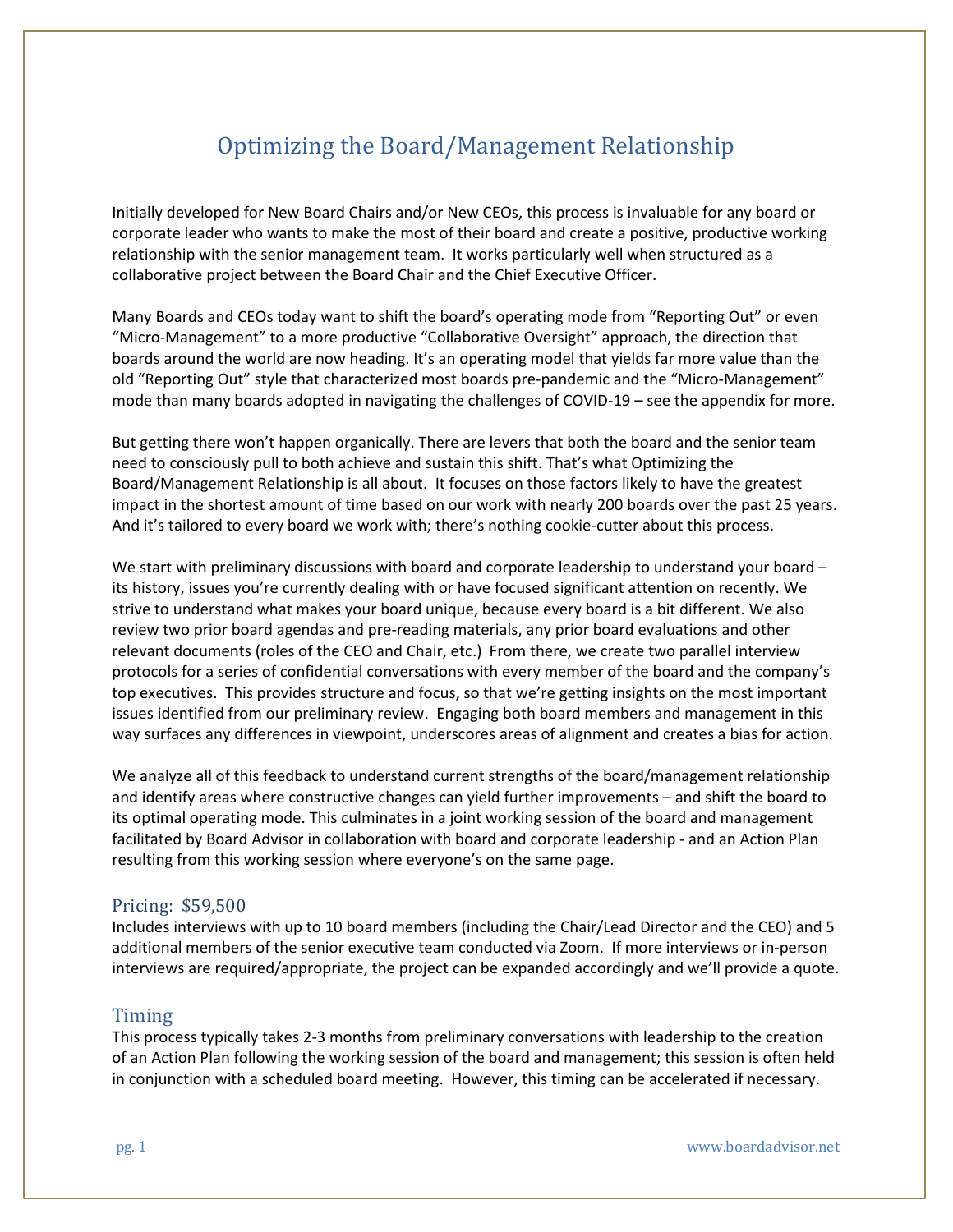# Optimizing the Board/Management Relationship

Initially developed for New Board Chairs and/or New CEOs, this process is invaluable for any board or corporate leader who wants to make the most of their board and create a positive, productive working relationship with the senior management team. It works particularly well when structured as a collaborative project between the Board Chair and the Chief Executive Officer.

Many Boards and CEOs today want to shift the board's operating mode from "Reporting Out" or even "Micro-Management" to a more productive "Collaborative Oversight" approach, the direction that boards around the world are now heading. It's an operating model that yields far more value than the old "Reporting Out" style that characterized most boards pre-pandemic and the "Micro-Management" mode than many boards adopted in navigating the challenges of COVID-19 – see the appendix for more.

But getting there won't happen organically. There are levers that both the board and the senior team need to consciously pull to both achieve and sustain this shift. That's what Optimizing the Board/Management Relationship is all about. It focuses on those factors likely to have the greatest impact in the shortest amount of time based on our work with nearly 200 boards over the past 25 years. And it's tailored to every board we work with; there's nothing cookie-cutter about this process.

We start with preliminary discussions with board and corporate leadership to understand your board – its history, issues you're currently dealing with or have focused significant attention on recently. We strive to understand what makes your board unique, because every board is a bit different. We also review two prior board agendas and pre-reading materials, any prior board evaluations and other relevant documents (roles of the CEO and Chair, etc.) From there, we create two parallel interview protocols for a series of confidential conversations with every member of the board and the company's top executives. This provides structure and focus, so that we're getting insights on the most important issues identified from our preliminary review. Engaging both board members and management in this way surfaces any differences in viewpoint, underscores areas of alignment and creates a bias for action.

We analyze all of this feedback to understand current strengths of the board/management relationship and identify areas where constructive changes can yield further improvements – and shift the board to its optimal operating mode. This culminates in a joint working session of the board and management facilitated by Board Advisor in collaboration with board and corporate leadership - and an Action Plan resulting from this working session where everyone's on the same page.

## Pricing: $59,500

Includes interviews with up to 10 board members (including the Chair/Lead Director and the CEO) and 5 additional members of the senior executive team conducted via Zoom. If more interviews or in-person interviews are required/appropriate, the project can be expanded accordingly and we'll provide a quote.

## Timing

This process typically takes 2-3 months from preliminary conversations with leadership to the creation of an Action Plan following the working session of the board and management; this session is often held in conjunction with a scheduled board meeting. However, this timing can be accelerated if necessary.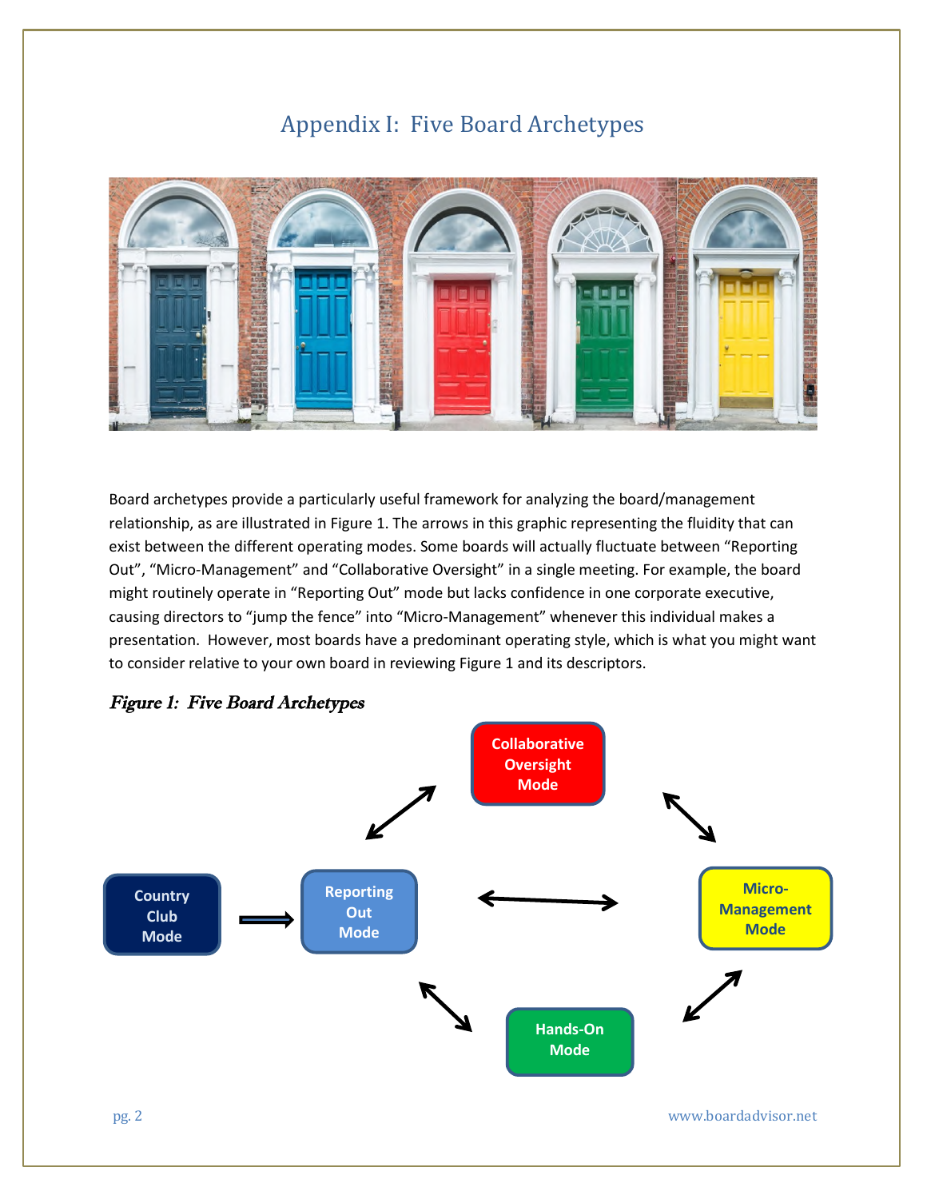# Appendix I: Five Board Archetypes

Board archetypes provide a particularly useful framework for analyzing the board/management relationship, as are illustrated in Figure 1. The arrows in this graphic representing the fluidity that can exist between the different operating modes. Some boards will actually fluctuate between "Reporting Out", "Micro-Management" and "Collaborative Oversight" in a single meeting. For example, the board might routinely operate in "Reporting Out" mode but lacks confidence in one corporate executive, causing directors to "jump the fence" into "Micro-Management" whenever this individual makes a presentation. However, most boards have a predominant operating style, which is what you might want to consider relative to your own board in reviewing Figure 1 and its descriptors.

***Figure 1: Five Board Archetypes***

Collaborative Oversight Mode

Country Club Mode → Reporting Out Mode

Reporting Out Mode ↔ Micro-Management Mode

Hands-On Mode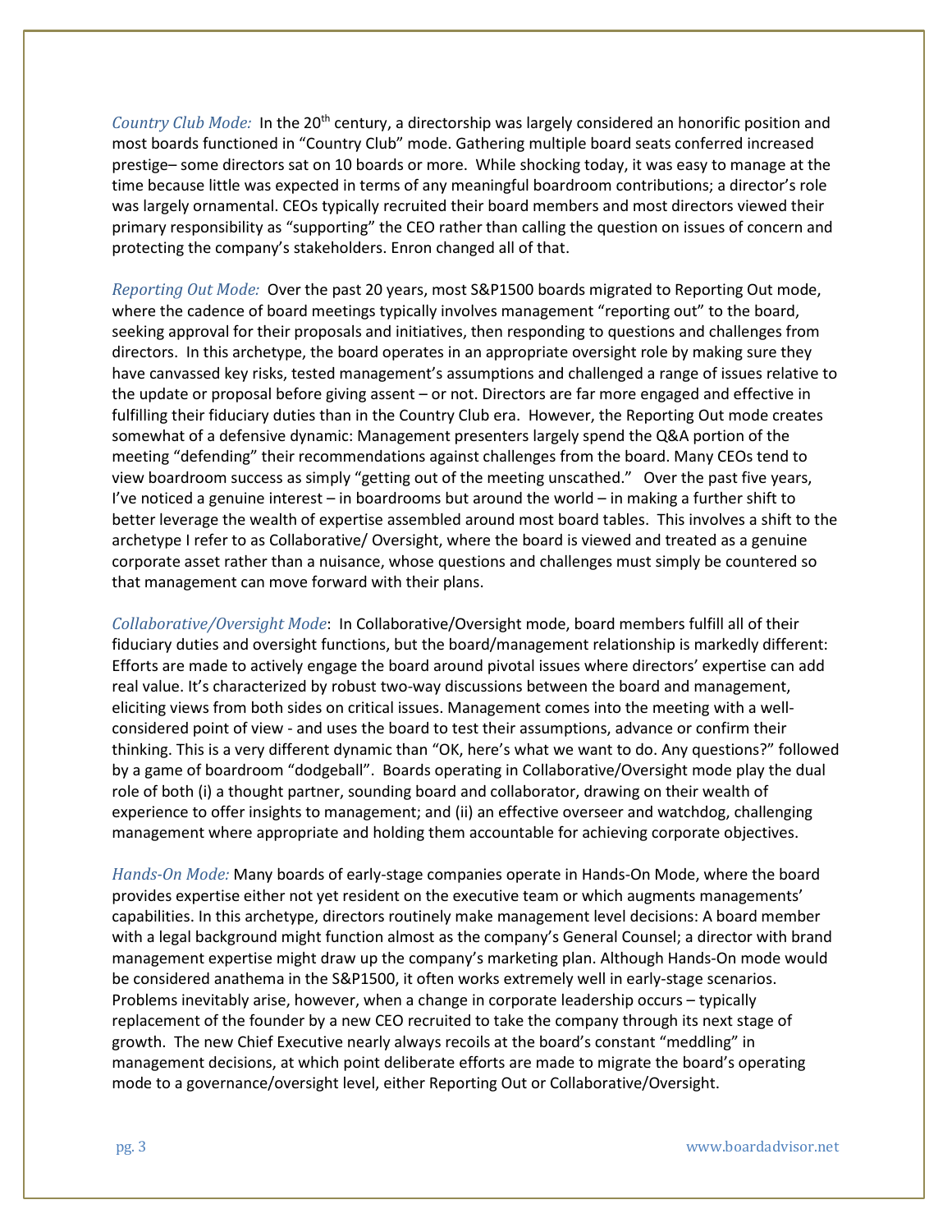*Country Club Mode:* In the 20th century, a directorship was largely considered an honorific position and most boards functioned in "Country Club" mode. Gathering multiple board seats conferred increased prestige– some directors sat on 10 boards or more. While shocking today, it was easy to manage at the time because little was expected in terms of any meaningful boardroom contributions; a director's role was largely ornamental. CEOs typically recruited their board members and most directors viewed their primary responsibility as "supporting" the CEO rather than calling the question on issues of concern and protecting the company's stakeholders. Enron changed all of that.

*Reporting Out Mode:* Over the past 20 years, most S&P1500 boards migrated to Reporting Out mode, where the cadence of board meetings typically involves management "reporting out" to the board, seeking approval for their proposals and initiatives, then responding to questions and challenges from directors. In this archetype, the board operates in an appropriate oversight role by making sure they have canvassed key risks, tested management's assumptions and challenged a range of issues relative to the update or proposal before giving assent – or not. Directors are far more engaged and effective in fulfilling their fiduciary duties than in the Country Club era. However, the Reporting Out mode creates somewhat of a defensive dynamic: Management presenters largely spend the Q&A portion of the meeting "defending" their recommendations against challenges from the board. Many CEOs tend to view boardroom success as simply "getting out of the meeting unscathed." Over the past five years, I've noticed a genuine interest – in boardrooms but around the world – in making a further shift to better leverage the wealth of expertise assembled around most board tables. This involves a shift to the archetype I refer to as Collaborative/ Oversight, where the board is viewed and treated as a genuine corporate asset rather than a nuisance, whose questions and challenges must simply be countered so that management can move forward with their plans.

*Collaborative/Oversight Mode*: In Collaborative/Oversight mode, board members fulfill all of their fiduciary duties and oversight functions, but the board/management relationship is markedly different: Efforts are made to actively engage the board around pivotal issues where directors' expertise can add real value. It's characterized by robust two-way discussions between the board and management, eliciting views from both sides on critical issues. Management comes into the meeting with a well-considered point of view - and uses the board to test their assumptions, advance or confirm their thinking. This is a very different dynamic than "OK, here's what we want to do. Any questions?" followed by a game of boardroom "dodgeball". Boards operating in Collaborative/Oversight mode play the dual role of both (i) a thought partner, sounding board and collaborator, drawing on their wealth of experience to offer insights to management; and (ii) an effective overseer and watchdog, challenging management where appropriate and holding them accountable for achieving corporate objectives.

*Hands-On Mode:* Many boards of early-stage companies operate in Hands-On Mode, where the board provides expertise either not yet resident on the executive team or which augments managements' capabilities. In this archetype, directors routinely make management level decisions: A board member with a legal background might function almost as the company's General Counsel; a director with brand management expertise might draw up the company's marketing plan. Although Hands-On mode would be considered anathema in the S&P1500, it often works extremely well in early-stage scenarios. Problems inevitably arise, however, when a change in corporate leadership occurs – typically replacement of the founder by a new CEO recruited to take the company through its next stage of growth. The new Chief Executive nearly always recoils at the board's constant "meddling" in management decisions, at which point deliberate efforts are made to migrate the board's operating mode to a governance/oversight level, either Reporting Out or Collaborative/Oversight.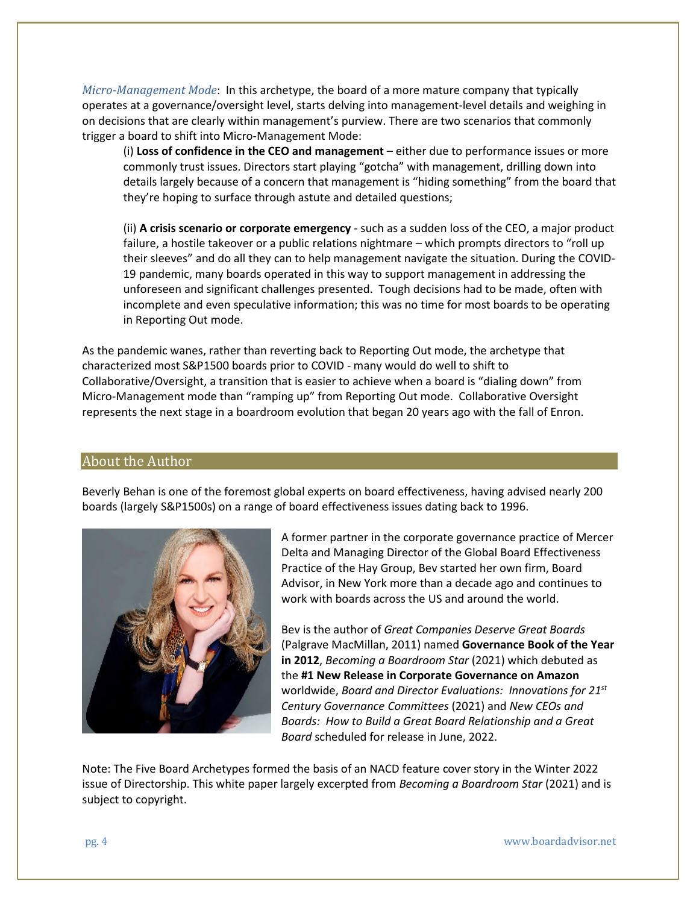*Micro-Management Mode*: In this archetype, the board of a more mature company that typically operates at a governance/oversight level, starts delving into management-level details and weighing in on decisions that are clearly within management's purview. There are two scenarios that commonly trigger a board to shift into Micro-Management Mode:

(i) **Loss of confidence in the CEO and management** – either due to performance issues or more commonly trust issues. Directors start playing "gotcha" with management, drilling down into details largely because of a concern that management is "hiding something" from the board that they're hoping to surface through astute and detailed questions;

(ii) **A crisis scenario or corporate emergency** - such as a sudden loss of the CEO, a major product failure, a hostile takeover or a public relations nightmare – which prompts directors to "roll up their sleeves" and do all they can to help management navigate the situation. During the COVID-19 pandemic, many boards operated in this way to support management in addressing the unforeseen and significant challenges presented. Tough decisions had to be made, often with incomplete and even speculative information; this was no time for most boards to be operating in Reporting Out mode.

As the pandemic wanes, rather than reverting back to Reporting Out mode, the archetype that characterized most S&P1500 boards prior to COVID - many would do well to shift to Collaborative/Oversight, a transition that is easier to achieve when a board is "dialing down" from Micro-Management mode than "ramping up" from Reporting Out mode. Collaborative Oversight represents the next stage in a boardroom evolution that began 20 years ago with the fall of Enron.

## About the Author

Beverly Behan is one of the foremost global experts on board effectiveness, having advised nearly 200 boards (largely S&P1500s) on a range of board effectiveness issues dating back to 1996.

A former partner in the corporate governance practice of Mercer Delta and Managing Director of the Global Board Effectiveness Practice of the Hay Group, Bev started her own firm, Board Advisor, in New York more than a decade ago and continues to work with boards across the US and around the world.

Bev is the author of *Great Companies Deserve Great Boards* (Palgrave MacMillan, 2011) named **Governance Book of the Year in 2012**, *Becoming a Boardroom Star* (2021) which debuted as the **#1 New Release in Corporate Governance on Amazon** worldwide, *Board and Director Evaluations: Innovations for 21st Century Governance Committees* (2021) and *New CEOs and Boards: How to Build a Great Board Relationship and a Great Board* scheduled for release in June, 2022.

Note: The Five Board Archetypes formed the basis of an NACD feature cover story in the Winter 2022 issue of Directorship. This white paper largely excerpted from *Becoming a Boardroom Star* (2021) and is subject to copyright.

www.boardadvisor.net